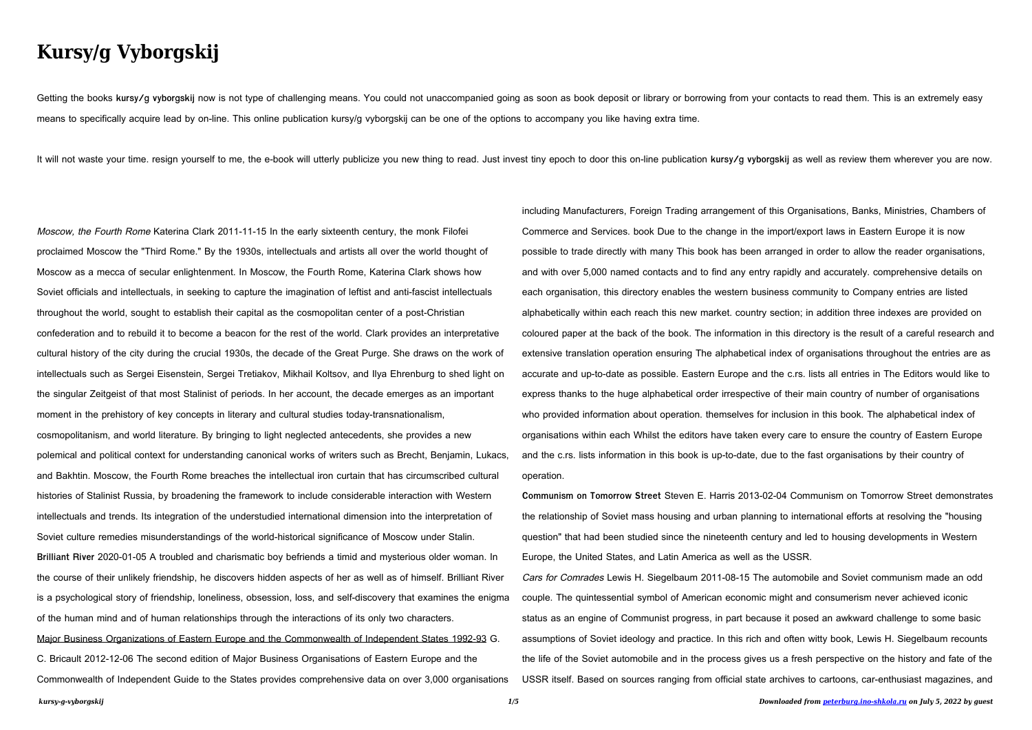# Kursy/g Vyborgskij

Getting the books **kursy/g vyborgskij** now is not type of challenging means. You could not unaccompanied going as soon as book deposit or library or borrowing from your contacts to read them. This is an extremely easy means to specifically acquire lead by on-line. This online publication kursy/g vyborgskij can be one of the options to accompany you like having extra time.

It will not waste your time. resign yourself to me, the e-book will utterly publicize you new thing to read. Just invest tiny epoch to door this on-line publication **kursy/g vyborgskij** as well as review them wherever you are now.

*Moscow, the Fourth Rome* Katerina Clark 2011-11-15 In the early sixteenth century, the monk Filofei proclaimed Moscow the "Third Rome." By the 1930s, intellectuals and artists all over the world thought of Moscow as a mecca of secular enlightenment. In Moscow, the Fourth Rome, Katerina Clark shows how Soviet officials and intellectuals, in seeking to capture the imagination of leftist and anti-fascist intellectuals throughout the world, sought to establish their capital as the cosmopolitan center of a post-Christian confederation and to rebuild it to become a beacon for the rest of the world. Clark provides an interpretative cultural history of the city during the crucial 1930s, the decade of the Great Purge. She draws on the work of intellectuals such as Sergei Eisenstein, Sergei Tretiakov, Mikhail Koltsov, and Ilya Ehrenburg to shed light on the singular Zeitgeist of that most Stalinist of periods. In her account, the decade emerges as an important moment in the prehistory of key concepts in literary and cultural studies today-transnationalism, cosmopolitanism, and world literature. By bringing to light neglected antecedents, she provides a new polemical and political context for understanding canonical works of writers such as Brecht, Benjamin, Lukacs, and Bakhtin. Moscow, the Fourth Rome breaches the intellectual iron curtain that has circumscribed cultural histories of Stalinist Russia, by broadening the framework to include considerable interaction with Western intellectuals and trends. Its integration of the understudied international dimension into the interpretation of Soviet culture remedies misunderstandings of the world-historical significance of Moscow under Stalin.

**Brilliant River** 2020-01-05 A troubled and charismatic boy befriends a timid and mysterious older woman. In the course of their unlikely friendship, he discovers hidden aspects of her as well as of himself. Brilliant River is a psychological story of friendship, loneliness, obsession, loss, and self-discovery that examines the enigma of the human mind and of human relationships through the interactions of its only two characters.

Major Business Organizations of Eastern Europe and the Commonwealth of Independent States 1992-93 G. C. Bricault 2012-12-06 The second edition of Major Business Organisations of Eastern Europe and the Commonwealth of Independent Guide to the States provides comprehensive data on over 3,000 organisations including Manufacturers, Foreign Trading arrangement of this Organisations, Banks, Ministries, Chambers of Commerce and Services. book Due to the change in the import/export laws in Eastern Europe it is now possible to trade directly with many This book has been arranged in order to allow the reader organisations, and with over 5,000 named contacts and to find any entry rapidly and accurately. comprehensive details on each organisation, this directory enables the western business community to Company entries are listed alphabetically within each reach this new market. country section; in addition three indexes are provided on coloured paper at the back of the book. The information in this directory is the result of a careful research and extensive translation operation ensuring The alphabetical index of organisations throughout the entries are as accurate and up-to-date as possible. Eastern Europe and the c.r.s. lists all entries in The Editors would like to express thanks to the huge alphabetical order irrespective of their main country of number of organisations who provided information about operation. themselves for inclusion in this book. The alphabetical index of organisations within each Whilst the editors have taken every care to ensure the country of Eastern Europe and the c.r.s. lists information in this book is up-to-date, due to the fast organisations by their country of operation.

**Communism on Tomorrow Street** Steven E. Harris 2013-02-04 Communism on Tomorrow Street demonstrates the relationship of Soviet mass housing and urban planning to international efforts at resolving the "housing question" that had been studied since the nineteenth century and led to housing developments in Western Europe, the United States, and Latin America as well as the USSR.

*Cars for Comrades* Lewis H. Siegelbaum 2011-08-15 The automobile and Soviet communism made an odd couple. The quintessential symbol of American economic might and consumerism never achieved iconic status as an engine of Communist progress, in part because it posed an awkward challenge to some basic assumptions of Soviet ideology and practice. In this rich and often witty book, Lewis H. Siegelbaum recounts the life of the Soviet automobile and in the process gives us a fresh perspective on the history and fate of the USSR itself. Based on sources ranging from official state archives to cartoons, car-enthusiast magazines, and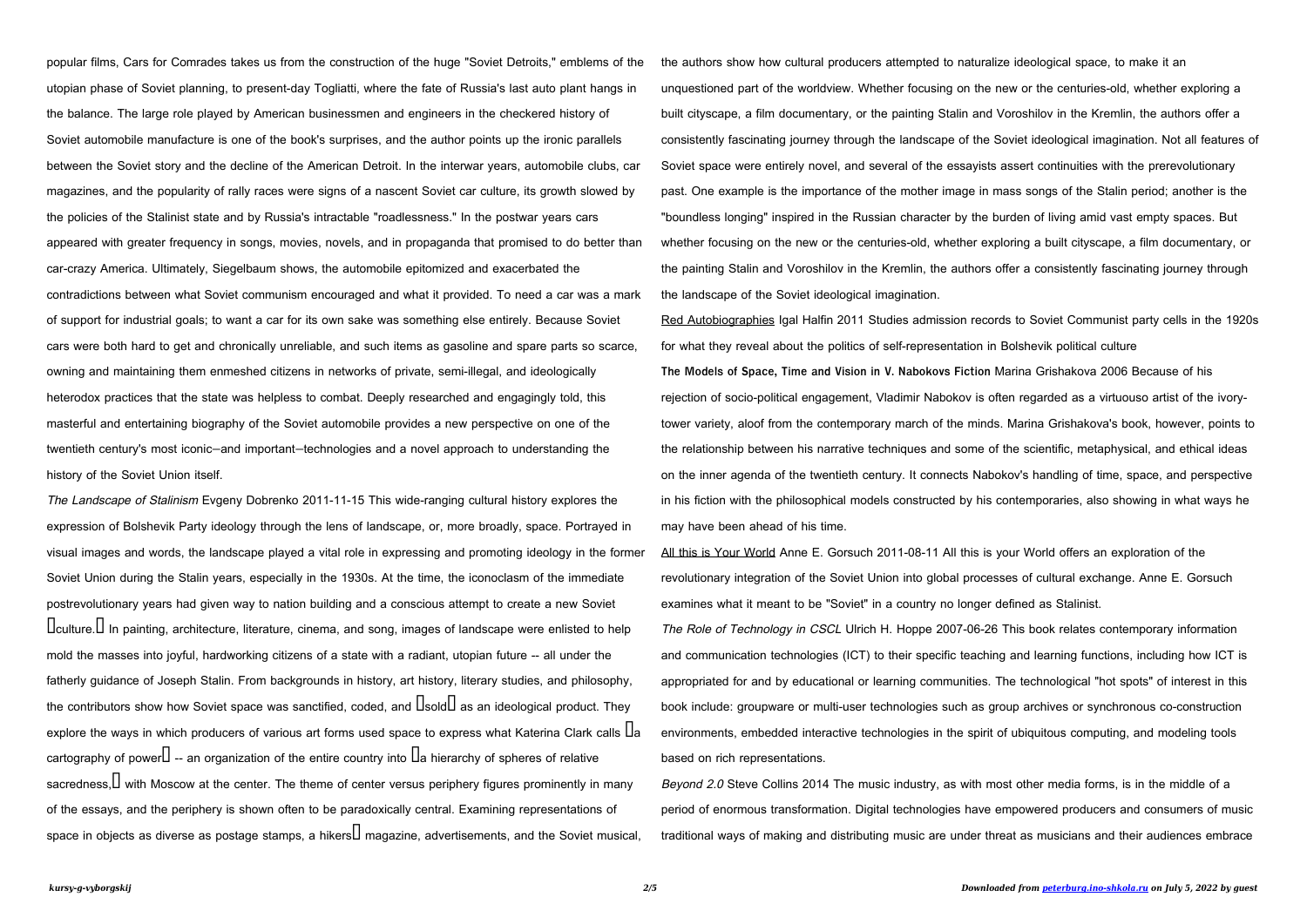popular films, Cars for Comrades takes us from the construction of the huge "Soviet Detroits," emblems of the utopian phase of Soviet planning, to present-day Togliatti, where the fate of Russia's last auto plant hangs in the balance. The large role played by American businessmen and engineers in the checkered history of Soviet automobile manufacture is one of the book's surprises, and the author points up the ironic parallels between the Soviet story and the decline of the American Detroit. In the interwar years, automobile clubs, car magazines, and the popularity of rally races were signs of a nascent Soviet car culture, its growth slowed by the policies of the Stalinist state and by Russia's intractable "roadlessness." In the postwar years cars appeared with greater frequency in songs, movies, novels, and in propaganda that promised to do better than car-crazy America. Ultimately, Siegelbaum shows, the automobile epitomized and exacerbated the contradictions between what Soviet communism encouraged and what it provided. To need a car was a mark of support for industrial goals; to want a car for its own sake was something else entirely. Because Soviet cars were both hard to get and chronically unreliable, and such items as gasoline and spare parts so scarce, owning and maintaining them enmeshed citizens in networks of private, semi-illegal, and ideologically heterodox practices that the state was helpless to combat. Deeply researched and engagingly told, this masterful and entertaining biography of the Soviet automobile provides a new perspective on one of the twentieth century's most iconic—and important—technologies and a novel approach to understanding the history of the Soviet Union itself.

*The Landscape of Stalinism* Evgeny Dobrenko 2011-11-15 This wide-ranging cultural history explores the expression of Bolshevik Party ideology through the lens of landscape, or, more broadly, space. Portrayed in visual images and words, the landscape played a vital role in expressing and promoting ideology in the former Soviet Union during the Stalin years, especially in the 1930s. At the time, the iconoclasm of the immediate postrevolutionary years had given way to nation building and a conscious attempt to create a new Soviet culture. In painting, architecture, literature, cinema, and song, images of landscape were enlisted to help mold the masses into joyful, hardworking citizens of a state with a radiant, utopian future -- all under the fatherly guidance of Joseph Stalin. From backgrounds in history, art history, literary studies, and philosophy, the contributors show how Soviet space was sanctified, coded, and sold as an ideological product. They explore the ways in which producers of various art forms used space to express what Katerina Clark calls a cartography of power -- an organization of the entire country into a hierarchy of spheres of relative sacredness, with Moscow at the center. The theme of center versus periphery figures prominently in many of the essays, and the periphery is shown often to be paradoxically central. Examining representations of space in objects as diverse as postage stamps, a hikers magazine, advertisements, and the Soviet musical, the authors show how cultural producers attempted to naturalize ideological space, to make it an unquestioned part of the worldview. Whether focusing on the new or the centuries-old, whether exploring a built cityscape, a film documentary, or the painting Stalin and Voroshilov in the Kremlin, the authors offer a consistently fascinating journey through the landscape of the Soviet ideological imagination. Not all features of Soviet space were entirely novel, and several of the essayists assert continuities with the prerevolutionary past. One example is the importance of the mother image in mass songs of the Stalin period; another is the "boundless longing" inspired in the Russian character by the burden of living amid vast empty spaces. But whether focusing on the new or the centuries-old, whether exploring a built cityscape, a film documentary, or the painting Stalin and Voroshilov in the Kremlin, the authors offer a consistently fascinating journey through the landscape of the Soviet ideological imagination.

Red Autobiographies Igal Halfin 2011 Studies admission records to Soviet Communist party cells in the 1920s for what they reveal about the politics of self-representation in Bolshevik political culture

**The Models of Space, Time and Vision in V. Nabokovs Fiction** Marina Grishakova 2006 Because of his rejection of socio-political engagement, Vladimir Nabokov is often regarded as a virtuouso artist of the ivory-tower variety, aloof from the contemporary march of the minds. Marina Grishakova's book, however, points to the relationship between his narrative techniques and some of the scientific, metaphysical, and ethical ideas on the inner agenda of the twentieth century. It connects Nabokov's handling of time, space, and perspective in his fiction with the philosophical models constructed by his contemporaries, also showing in what ways he may have been ahead of his time.

All this is Your World Anne E. Gorsuch 2011-08-11 All this is your World offers an exploration of the revolutionary integration of the Soviet Union into global processes of cultural exchange. Anne E. Gorsuch examines what it meant to be "Soviet" in a country no longer defined as Stalinist.

*The Role of Technology in CSCL* Ulrich H. Hoppe 2007-06-26 This book relates contemporary information and communication technologies (ICT) to their specific teaching and learning functions, including how ICT is appropriated for and by educational or learning communities. The technological "hot spots" of interest in this book include: groupware or multi-user technologies such as group archives or synchronous co-construction environments, embedded interactive technologies in the spirit of ubiquitous computing, and modeling tools based on rich representations.

*Beyond 2.0* Steve Collins 2014 The music industry, as with most other media forms, is in the middle of a period of enormous transformation. Digital technologies have empowered producers and consumers of music traditional ways of making and distributing music are under threat as musicians and their audiences embrace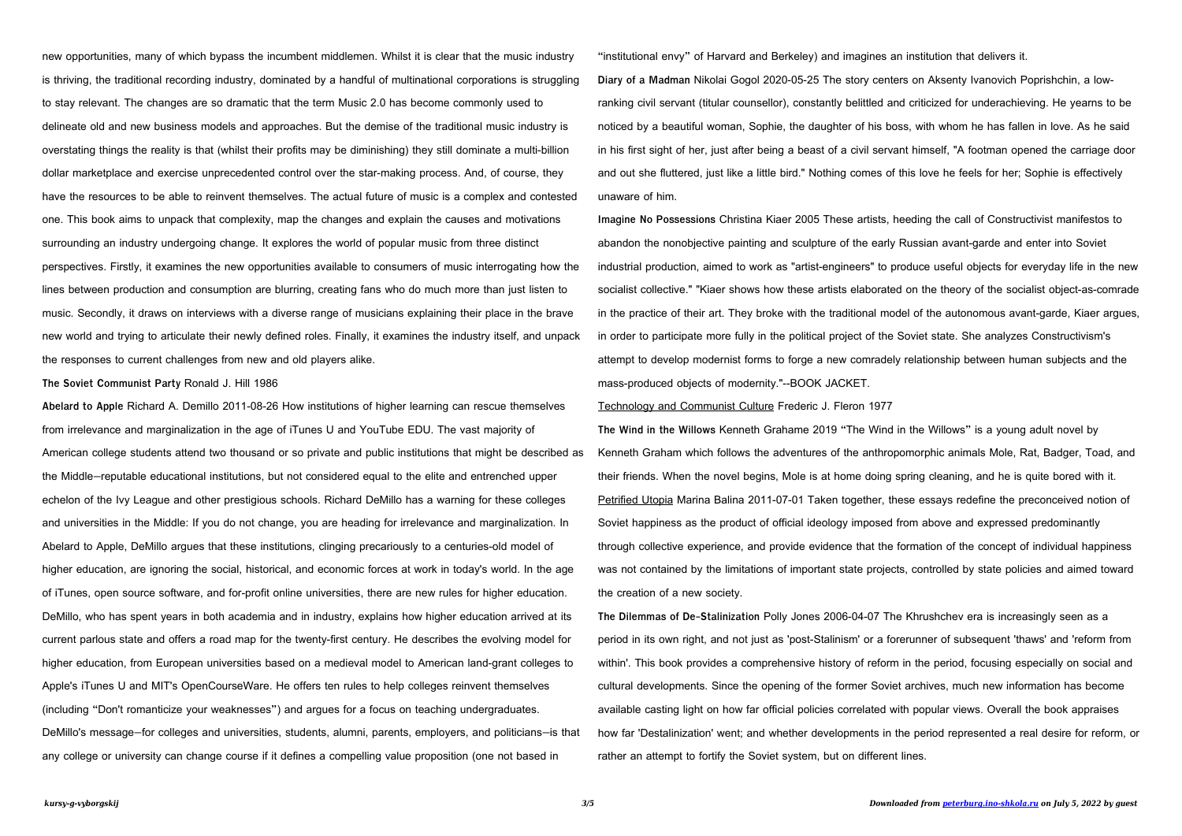new opportunities, many of which bypass the incumbent middlemen. Whilst it is clear that the music industry is thriving, the traditional recording industry, dominated by a handful of multinational corporations is struggling to stay relevant. The changes are so dramatic that the term Music 2.0 has become commonly used to delineate old and new business models and approaches. But the demise of the traditional music industry is overstating things the reality is that (whilst their profits may be diminishing) they still dominate a multi-billion dollar marketplace and exercise unprecedented control over the star-making process. And, of course, they have the resources to be able to reinvent themselves. The actual future of music is a complex and contested one. This book aims to unpack that complexity, map the changes and explain the causes and motivations surrounding an industry undergoing change. It explores the world of popular music from three distinct perspectives. Firstly, it examines the new opportunities available to consumers of music interrogating how the lines between production and consumption are blurring, creating fans who do much more than just listen to music. Secondly, it draws on interviews with a diverse range of musicians explaining their place in the brave new world and trying to articulate their newly defined roles. Finally, it examines the industry itself, and unpack the responses to current challenges from new and old players alike.

**The Soviet Communist Party** Ronald J. Hill 1986

**Abelard to Apple** Richard A. Demillo 2011-08-26 How institutions of higher learning can rescue themselves from irrelevance and marginalization in the age of iTunes U and YouTube EDU. The vast majority of American college students attend two thousand or so private and public institutions that might be described as the Middle—reputable educational institutions, but not considered equal to the elite and entrenched upper echelon of the Ivy League and other prestigious schools. Richard DeMillo has a warning for these colleges and universities in the Middle: If you do not change, you are heading for irrelevance and marginalization. In Abelard to Apple, DeMillo argues that these institutions, clinging precariously to a centuries-old model of higher education, are ignoring the social, historical, and economic forces at work in today's world. In the age of iTunes, open source software, and for-profit online universities, there are new rules for higher education. DeMillo, who has spent years in both academia and in industry, explains how higher education arrived at its current parlous state and offers a road map for the twenty-first century. He describes the evolving model for higher education, from European universities based on a medieval model to American land-grant colleges to Apple's iTunes U and MIT's OpenCourseWare. He offers ten rules to help colleges reinvent themselves (including "Don't romanticize your weaknesses") and argues for a focus on teaching undergraduates. DeMillo's message—for colleges and universities, students, alumni, parents, employers, and politicians—is that any college or university can change course if it defines a compelling value proposition (one not based in "institutional envy" of Harvard and Berkeley) and imagines an institution that delivers it.

**Diary of a Madman** Nikolai Gogol 2020-05-25 The story centers on Aksenty Ivanovich Poprishchin, a low-ranking civil servant (titular counsellor), constantly belittled and criticized for underachieving. He yearns to be noticed by a beautiful woman, Sophie, the daughter of his boss, with whom he has fallen in love. As he said in his first sight of her, just after being a beast of a civil servant himself, "A footman opened the carriage door and out she fluttered, just like a little bird." Nothing comes of this love he feels for her; Sophie is effectively unaware of him.

**Imagine No Possessions** Christina Kiaer 2005 These artists, heeding the call of Constructivist manifestos to abandon the nonobjective painting and sculpture of the early Russian avant-garde and enter into Soviet industrial production, aimed to work as "artist-engineers" to produce useful objects for everyday life in the new socialist collective." "Kiaer shows how these artists elaborated on the theory of the socialist object-as-comrade in the practice of their art. They broke with the traditional model of the autonomous avant-garde, Kiaer argues, in order to participate more fully in the political project of the Soviet state. She analyzes Constructivism's attempt to develop modernist forms to forge a new comradely relationship between human subjects and the mass-produced objects of modernity."--BOOK JACKET.

Technology and Communist Culture Frederic J. Fleron 1977

**The Wind in the Willows** Kenneth Grahame 2019 "The Wind in the Willows" is a young adult novel by Kenneth Graham which follows the adventures of the anthropomorphic animals Mole, Rat, Badger, Toad, and their friends. When the novel begins, Mole is at home doing spring cleaning, and he is quite bored with it.

Petrified Utopia Marina Balina 2011-07-01 Taken together, these essays redefine the preconceived notion of Soviet happiness as the product of official ideology imposed from above and expressed predominantly through collective experience, and provide evidence that the formation of the concept of individual happiness was not contained by the limitations of important state projects, controlled by state policies and aimed toward the creation of a new society.

**The Dilemmas of De-Stalinization** Polly Jones 2006-04-07 The Khrushchev era is increasingly seen as a period in its own right, and not just as 'post-Stalinism' or a forerunner of subsequent 'thaws' and 'reform from within'. This book provides a comprehensive history of reform in the period, focusing especially on social and cultural developments. Since the opening of the former Soviet archives, much new information has become available casting light on how far official policies correlated with popular views. Overall the book appraises how far 'Destalinization' went; and whether developments in the period represented a real desire for reform, or rather an attempt to fortify the Soviet system, but on different lines.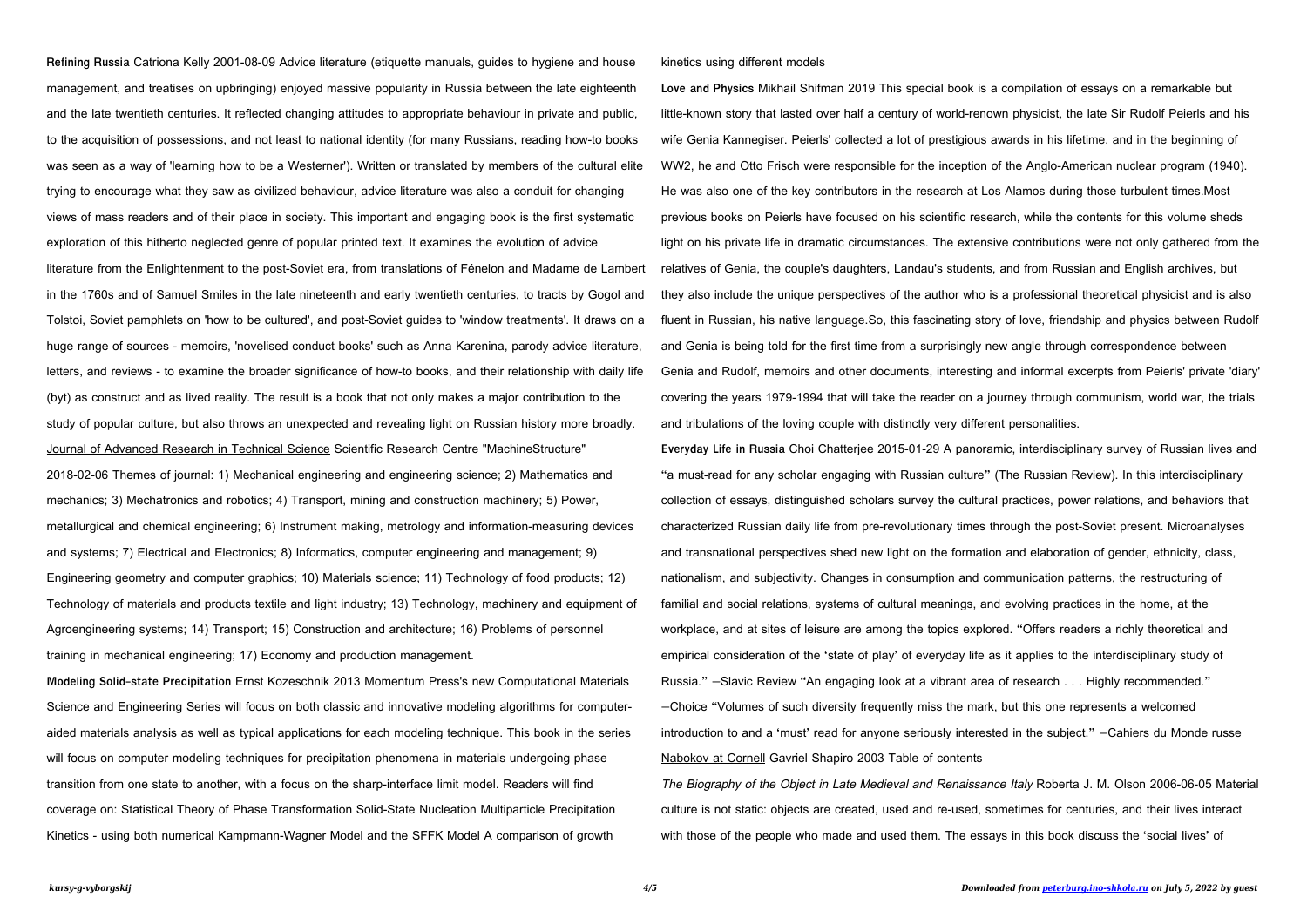**Refining Russia** Catriona Kelly 2001-08-09 Advice literature (etiquette manuals, guides to hygiene and house management, and treatises on upbringing) enjoyed massive popularity in Russia between the late eighteenth and the late twentieth centuries. It reflected changing attitudes to appropriate behaviour in private and public, to the acquisition of possessions, and not least to national identity (for many Russians, reading how-to books was seen as a way of 'learning how to be a Westerner'). Written or translated by members of the cultural elite trying to encourage what they saw as civilized behaviour, advice literature was also a conduit for changing views of mass readers and of their place in society. This important and engaging book is the first systematic exploration of this hitherto neglected genre of popular printed text. It examines the evolution of advice literature from the Enlightenment to the post-Soviet era, from translations of Fénelon and Madame de Lambert in the 1760s and of Samuel Smiles in the late nineteenth and early twentieth centuries, to tracts by Gogol and Tolstoi, Soviet pamphlets on 'how to be cultured', and post-Soviet guides to 'window treatments'. It draws on a huge range of sources - memoirs, 'novelised conduct books' such as Anna Karenina, parody advice literature, letters, and reviews - to examine the broader significance of how-to books, and their relationship with daily life (byt) as construct and as lived reality. The result is a book that not only makes a major contribution to the study of popular culture, but also throws an unexpected and revealing light on Russian history more broadly.

Journal of Advanced Research in Technical Science Scientific Research Centre "MachineStructure" 2018-02-06 Themes of journal: 1) Mechanical engineering and engineering science; 2) Mathematics and mechanics; 3) Mechatronics and robotics; 4) Transport, mining and construction machinery; 5) Power, metallurgical and chemical engineering; 6) Instrument making, metrology and information-measuring devices and systems; 7) Electrical and Electronics; 8) Informatics, computer engineering and management; 9) Engineering geometry and computer graphics; 10) Materials science; 11) Technology of food products; 12) Technology of materials and products textile and light industry; 13) Technology, machinery and equipment of Agroengineering systems; 14) Transport; 15) Construction and architecture; 16) Problems of personnel training in mechanical engineering; 17) Economy and production management.

**Modeling Solid-state Precipitation** Ernst Kozeschnik 2013 Momentum Press's new Computational Materials Science and Engineering Series will focus on both classic and innovative modeling algorithms for computer-aided materials analysis as well as typical applications for each modeling technique. This book in the series will focus on computer modeling techniques for precipitation phenomena in materials undergoing phase transition from one state to another, with a focus on the sharp-interface limit model. Readers will find coverage on: Statistical Theory of Phase Transformation Solid-State Nucleation Multiparticle Precipitation Kinetics - using both numerical Kampmann-Wagner Model and the SFFK Model A comparison of growth kinetics using different models

**Love and Physics** Mikhail Shifman 2019 This special book is a compilation of essays on a remarkable but little-known story that lasted over half a century of world-renown physicist, the late Sir Rudolf Peierls and his wife Genia Kannegiser. Peierls' collected a lot of prestigious awards in his lifetime, and in the beginning of WW2, he and Otto Frisch were responsible for the inception of the Anglo-American nuclear program (1940). He was also one of the key contributors in the research at Los Alamos during those turbulent times.Most previous books on Peierls have focused on his scientific research, while the contents for this volume sheds light on his private life in dramatic circumstances. The extensive contributions were not only gathered from the relatives of Genia, the couple's daughters, Landau's students, and from Russian and English archives, but they also include the unique perspectives of the author who is a professional theoretical physicist and is also fluent in Russian, his native language.So, this fascinating story of love, friendship and physics between Rudolf and Genia is being told for the first time from a surprisingly new angle through correspondence between Genia and Rudolf, memoirs and other documents, interesting and informal excerpts from Peierls' private 'diary' covering the years 1979-1994 that will take the reader on a journey through communism, world war, the trials and tribulations of the loving couple with distinctly very different personalities.

**Everyday Life in Russia** Choi Chatterjee 2015-01-29 A panoramic, interdisciplinary survey of Russian lives and "a must-read for any scholar engaging with Russian culture" (The Russian Review). In this interdisciplinary collection of essays, distinguished scholars survey the cultural practices, power relations, and behaviors that characterized Russian daily life from pre-revolutionary times through the post-Soviet present. Microanalyses and transnational perspectives shed new light on the formation and elaboration of gender, ethnicity, class, nationalism, and subjectivity. Changes in consumption and communication patterns, the restructuring of familial and social relations, systems of cultural meanings, and evolving practices in the home, at the workplace, and at sites of leisure are among the topics explored. "Offers readers a richly theoretical and empirical consideration of the 'state of play' of everyday life as it applies to the interdisciplinary study of Russia." —Slavic Review "An engaging look at a vibrant area of research . . . Highly recommended." —Choice "Volumes of such diversity frequently miss the mark, but this one represents a welcomed introduction to and a 'must' read for anyone seriously interested in the subject." —Cahiers du Monde russe

Nabokov at Cornell Gavriel Shapiro 2003 Table of contents

*The Biography of the Object in Late Medieval and Renaissance Italy* Roberta J. M. Olson 2006-06-05 Material culture is not static: objects are created, used and re-used, sometimes for centuries, and their lives interact with those of the people who made and used them. The essays in this book discuss the 'social lives' of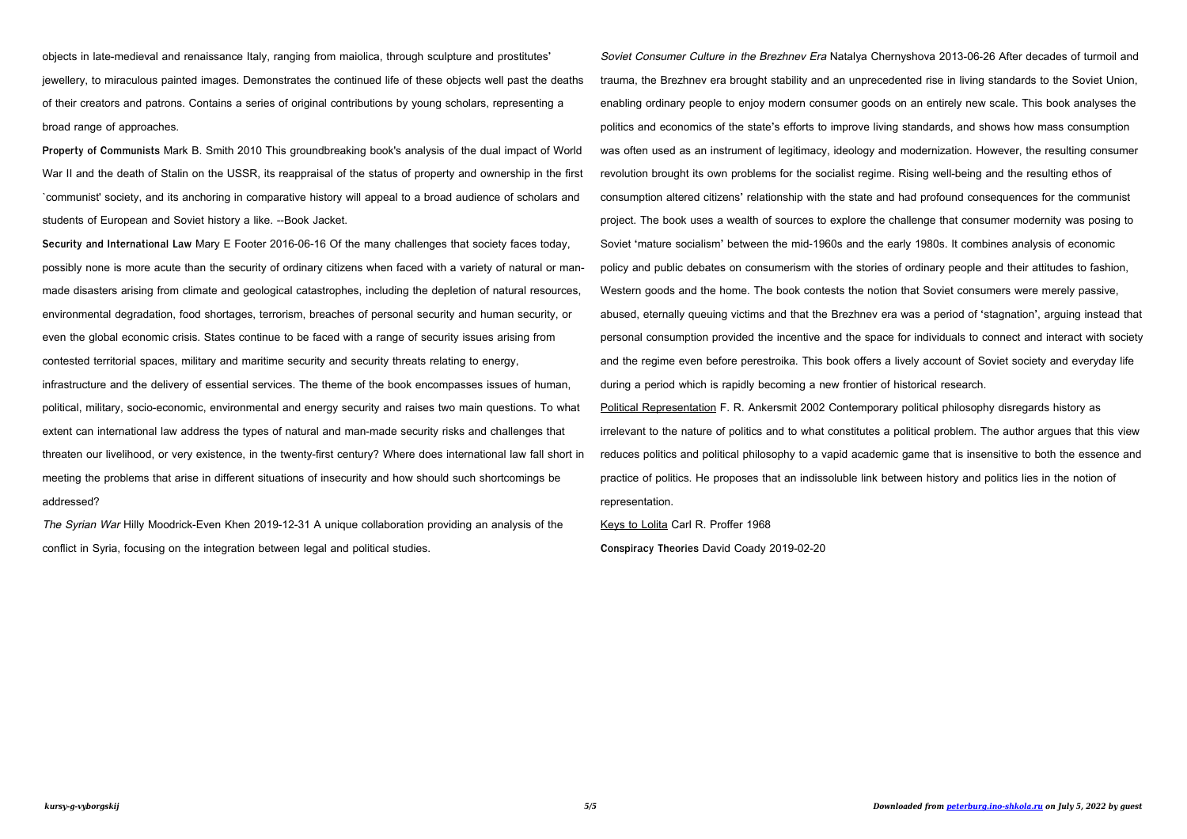objects in late-medieval and renaissance Italy, ranging from maiolica, through sculpture and prostitutes' jewellery, to miraculous painted images. Demonstrates the continued life of these objects well past the deaths of their creators and patrons. Contains a series of original contributions by young scholars, representing a broad range of approaches.

**Property of Communists** Mark B. Smith 2010 This groundbreaking book's analysis of the dual impact of World War II and the death of Stalin on the USSR, its reappraisal of the status of property and ownership in the first `communist' society, and its anchoring in comparative history will appeal to a broad audience of scholars and students of European and Soviet history a like. --Book Jacket.

**Security and International Law** Mary E Footer 2016-06-16 Of the many challenges that society faces today, possibly none is more acute than the security of ordinary citizens when faced with a variety of natural or man-made disasters arising from climate and geological catastrophes, including the depletion of natural resources, environmental degradation, food shortages, terrorism, breaches of personal security and human security, or even the global economic crisis. States continue to be faced with a range of security issues arising from contested territorial spaces, military and maritime security and security threats relating to energy, infrastructure and the delivery of essential services. The theme of the book encompasses issues of human, political, military, socio-economic, environmental and energy security and raises two main questions. To what extent can international law address the types of natural and man-made security risks and challenges that threaten our livelihood, or very existence, in the twenty-first century? Where does international law fall short in meeting the problems that arise in different situations of insecurity and how should such shortcomings be addressed?

*The Syrian War* Hilly Moodrick-Even Khen 2019-12-31 A unique collaboration providing an analysis of the conflict in Syria, focusing on the integration between legal and political studies.

*Soviet Consumer Culture in the Brezhnev Era* Natalya Chernyshova 2013-06-26 After decades of turmoil and trauma, the Brezhnev era brought stability and an unprecedented rise in living standards to the Soviet Union, enabling ordinary people to enjoy modern consumer goods on an entirely new scale. This book analyses the politics and economics of the state's efforts to improve living standards, and shows how mass consumption was often used as an instrument of legitimacy, ideology and modernization. However, the resulting consumer revolution brought its own problems for the socialist regime. Rising well-being and the resulting ethos of consumption altered citizens' relationship with the state and had profound consequences for the communist project. The book uses a wealth of sources to explore the challenge that consumer modernity was posing to Soviet 'mature socialism' between the mid-1960s and the early 1980s. It combines analysis of economic policy and public debates on consumerism with the stories of ordinary people and their attitudes to fashion, Western goods and the home. The book contests the notion that Soviet consumers were merely passive, abused, eternally queuing victims and that the Brezhnev era was a period of 'stagnation', arguing instead that personal consumption provided the incentive and the space for individuals to connect and interact with society and the regime even before perestroika. This book offers a lively account of Soviet society and everyday life during a period which is rapidly becoming a new frontier of historical research.

Political Representation F. R. Ankersmit 2002 Contemporary political philosophy disregards history as irrelevant to the nature of politics and to what constitutes a political problem. The author argues that this view reduces politics and political philosophy to a vapid academic game that is insensitive to both the essence and practice of politics. He proposes that an indissoluble link between history and politics lies in the notion of representation.

Keys to Lolita Carl R. Proffer 1968

**Conspiracy Theories** David Coady 2019-02-20